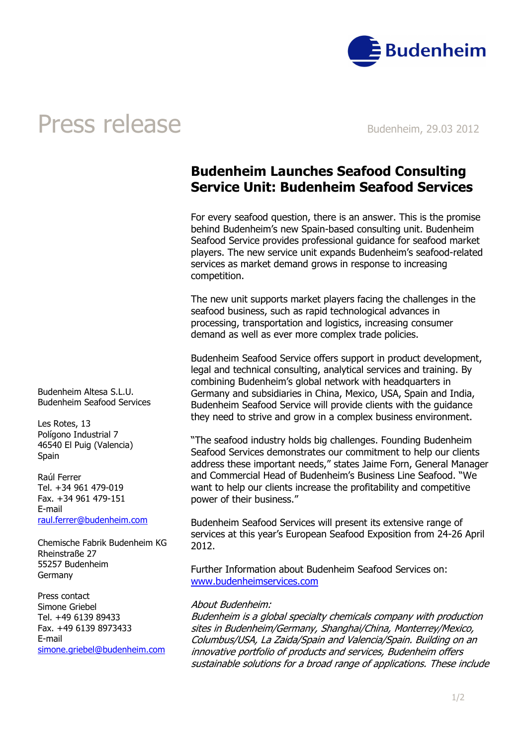# Press release

Budenheim, 29.03 2012

## Budenheim Launches Seafood Consulting Service Unit: Budenheim Seafood Services

For every seafood question, there is an answer. This is the promise behind Budenheim's new Spain-based consulting unit. Budenheim Seafood Service provides professional guidance for seafood market players. The new service unit expands Budenheim's seafood-related services as market demand grows in response to increasing competition.

The new unit supports market players facing the challenges in the seafood business, such as rapid technological advances in processing, transportation and logistics, increasing consumer demand as well as ever more complex trade policies.

Budenheim Seafood Service offers support in product development, legal and technical consulting, analytical services and training. By combining Budenheim's global network with headquarters in Germany and subsidiaries in China, Mexico, USA, Spain and India, Budenheim Seafood Service will provide clients with the guidance they need to strive and grow in a complex business environment.

"The seafood industry holds big challenges. Founding Budenheim Seafood Services demonstrates our commitment to help our clients address these important needs," states Jaime Forn, General Manager and Commercial Head of Budenheim's Business Line Seafood. "We want to help our clients increase the profitability and competitive power of their business."

Budenheim Seafood Services will present its extensive range of services at this year's European Seafood Exposition from 24-26 April 2012.

Further Information about Budenheim Seafood Services on: www.budenheimservices.com

*About Budenheim:*
*Budenheim is a global specialty chemicals company with production sites in Budenheim/Germany, Shanghai/China, Monterrey/Mexico, Columbus/USA, La Zaida/Spain and Valencia/Spain. Building on an innovative portfolio of products and services, Budenheim offers sustainable solutions for a broad range of applications. These include*

Budenheim Altesa S.L.U.
Budenheim Seafood Services

Les Rotes, 13
Polígono Industrial 7
46540 El Puig (Valencia)
Spain

Raúl Ferrer
Tel. +34 961 479-019
Fax. +34 961 479-151
E-mail
raul.ferrer@budenheim.com

Chemische Fabrik Budenheim KG
Rheinstraße 27
55257 Budenheim
Germany

Press contact
Simone Griebel
Tel. +49 6139 89433
Fax. +49 6139 8973433
E-mail
simone.griebel@budenheim.com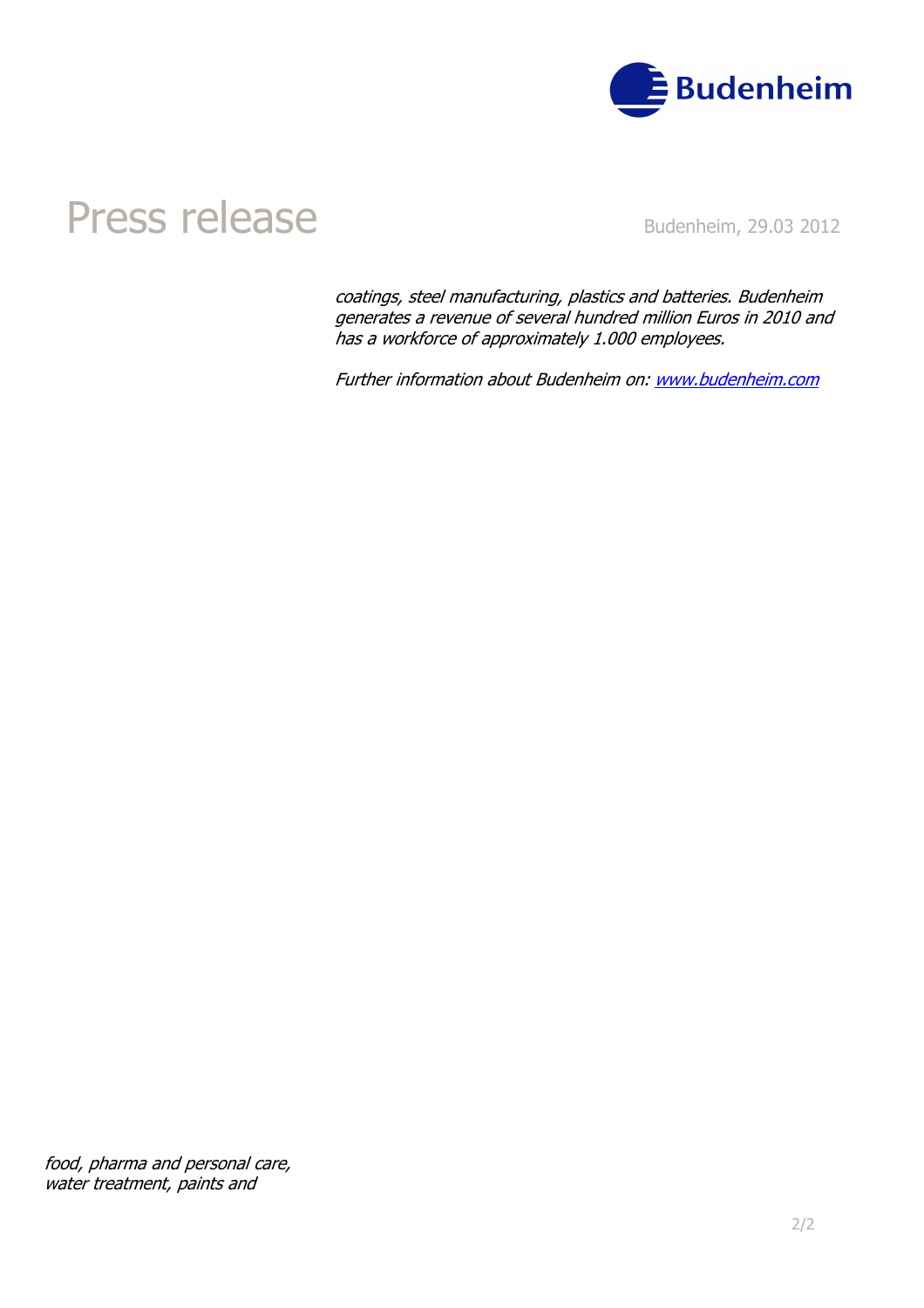*coatings, steel manufacturing, plastics and batteries. Budenheim generates a revenue of several hundred million Euros in 2010 and has a workforce of approximately 1.000 employees.*

*Further information about Budenheim on: [www.budenheim.com](http://www.budenheim.com)*

*food, pharma and personal care, water treatment, paints and*